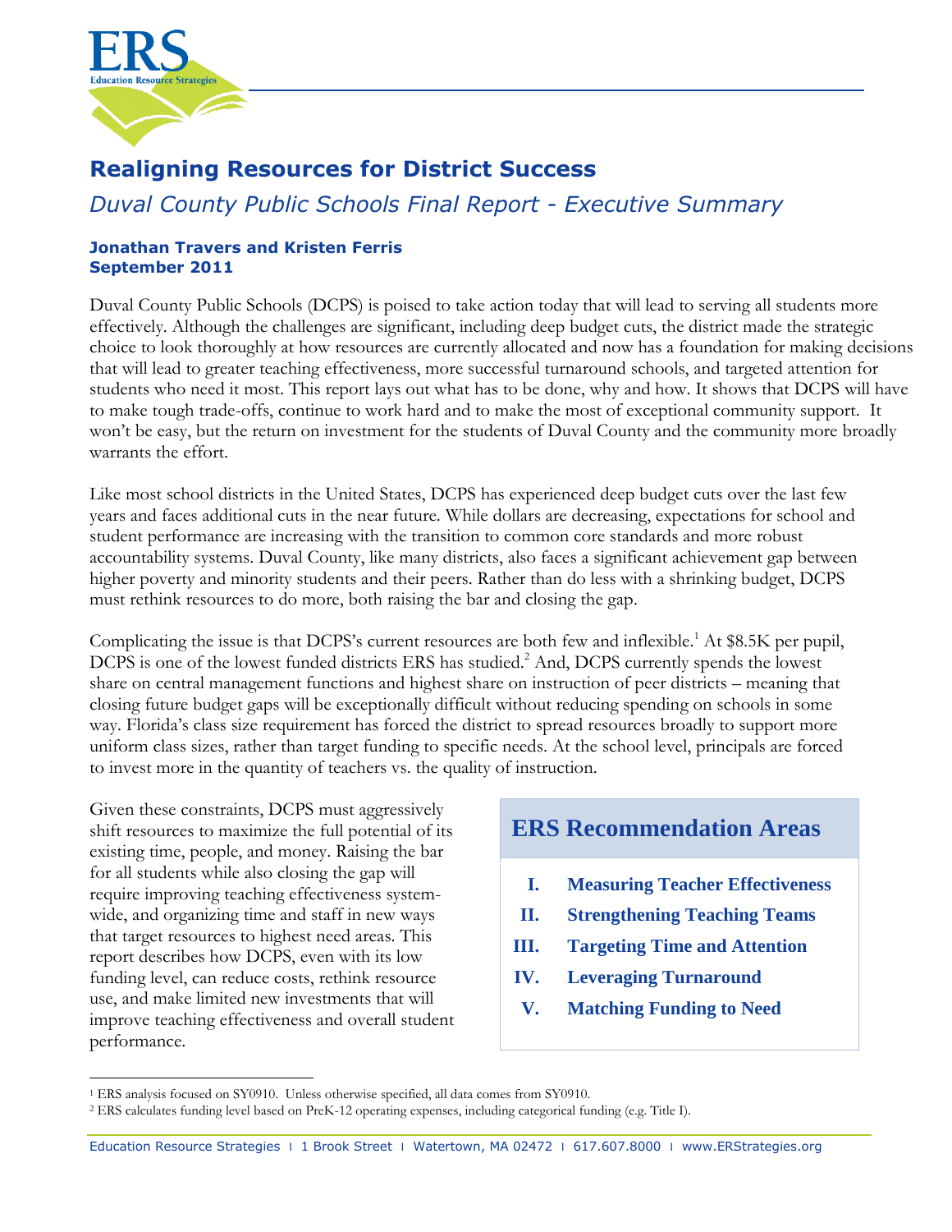# Realigning Resources for District Success

*Duval County Public Schools Final Report - Executive Summary*

**Jonathan Travers and Kristen Ferris**
**September 2011**

Duval County Public Schools (DCPS) is poised to take action today that will lead to serving all students more effectively. Although the challenges are significant, including deep budget cuts, the district made the strategic choice to look thoroughly at how resources are currently allocated and now has a foundation for making decisions that will lead to greater teaching effectiveness, more successful turnaround schools, and targeted attention for students who need it most. This report lays out what has to be done, why and how. It shows that DCPS will have to make tough trade-offs, continue to work hard and to make the most of exceptional community support. It won't be easy, but the return on investment for the students of Duval County and the community more broadly warrants the effort.

Like most school districts in the United States, DCPS has experienced deep budget cuts over the last few years and faces additional cuts in the near future. While dollars are decreasing, expectations for school and student performance are increasing with the transition to common core standards and more robust accountability systems. Duval County, like many districts, also faces a significant achievement gap between higher poverty and minority students and their peers. Rather than do less with a shrinking budget, DCPS must rethink resources to do more, both raising the bar and closing the gap.

Complicating the issue is that DCPS's current resources are both few and inflexible.[1] At $8.5K per pupil, DCPS is one of the lowest funded districts ERS has studied.[2] And, DCPS currently spends the lowest share on central management functions and highest share on instruction of peer districts – meaning that closing future budget gaps will be exceptionally difficult without reducing spending on schools in some way. Florida's class size requirement has forced the district to spread resources broadly to support more uniform class sizes, rather than target funding to specific needs. At the school level, principals are forced to invest more in the quantity of teachers vs. the quality of instruction.

Given these constraints, DCPS must aggressively shift resources to maximize the full potential of its existing time, people, and money. Raising the bar for all students while also closing the gap will require improving teaching effectiveness system-wide, and organizing time and staff in new ways that target resources to highest need areas. This report describes how DCPS, even with its low funding level, can reduce costs, rethink resource use, and make limited new investments that will improve teaching effectiveness and overall student performance.

## ERS Recommendation Areas

- **I. Measuring Teacher Effectiveness**
- **II. Strengthening Teaching Teams**
- **III. Targeting Time and Attention**
- **IV. Leveraging Turnaround**
- **V. Matching Funding to Need**

---

[1] ERS analysis focused on SY0910. Unless otherwise specified, all data comes from SY0910.

[2] ERS calculates funding level based on PreK-12 operating expenses, including categorical funding (e.g. Title I).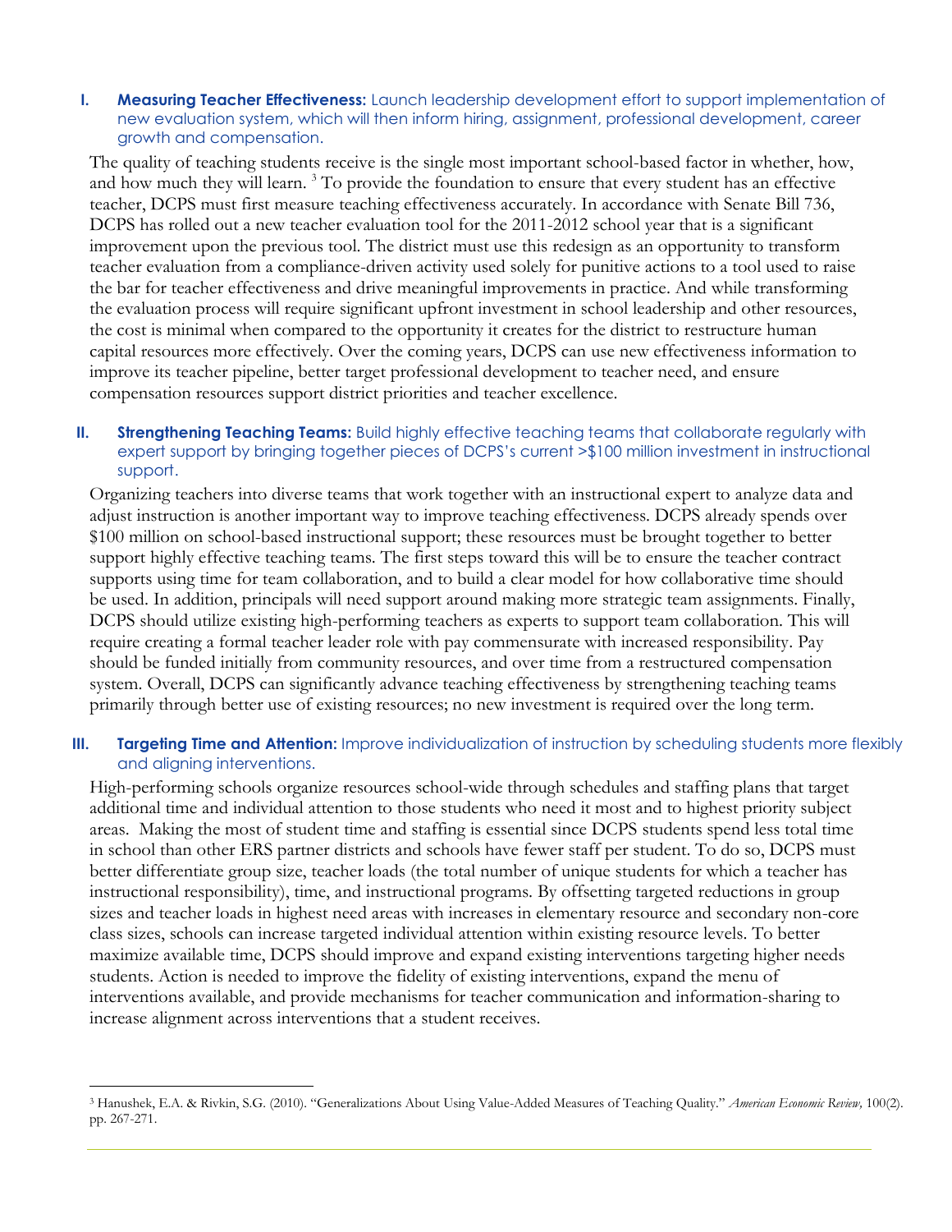## I. **Measuring Teacher Effectiveness:** Launch leadership development effort to support implementation of new evaluation system, which will then inform hiring, assignment, professional development, career growth and compensation.

The quality of teaching students receive is the single most important school-based factor in whether, how, and how much they will learn. [3] To provide the foundation to ensure that every student has an effective teacher, DCPS must first measure teaching effectiveness accurately. In accordance with Senate Bill 736, DCPS has rolled out a new teacher evaluation tool for the 2011-2012 school year that is a significant improvement upon the previous tool. The district must use this redesign as an opportunity to transform teacher evaluation from a compliance-driven activity used solely for punitive actions to a tool used to raise the bar for teacher effectiveness and drive meaningful improvements in practice. And while transforming the evaluation process will require significant upfront investment in school leadership and other resources, the cost is minimal when compared to the opportunity it creates for the district to restructure human capital resources more effectively. Over the coming years, DCPS can use new effectiveness information to improve its teacher pipeline, better target professional development to teacher need, and ensure compensation resources support district priorities and teacher excellence.

## II. **Strengthening Teaching Teams:** Build highly effective teaching teams that collaborate regularly with expert support by bringing together pieces of DCPS's current >$100 million investment in instructional support.

Organizing teachers into diverse teams that work together with an instructional expert to analyze data and adjust instruction is another important way to improve teaching effectiveness. DCPS already spends over $100 million on school-based instructional support; these resources must be brought together to better support highly effective teaching teams. The first steps toward this will be to ensure the teacher contract supports using time for team collaboration, and to build a clear model for how collaborative time should be used. In addition, principals will need support around making more strategic team assignments. Finally, DCPS should utilize existing high-performing teachers as experts to support team collaboration. This will require creating a formal teacher leader role with pay commensurate with increased responsibility. Pay should be funded initially from community resources, and over time from a restructured compensation system. Overall, DCPS can significantly advance teaching effectiveness by strengthening teaching teams primarily through better use of existing resources; no new investment is required over the long term.

## III. **Targeting Time and Attention:** Improve individualization of instruction by scheduling students more flexibly and aligning interventions.

High-performing schools organize resources school-wide through schedules and staffing plans that target additional time and individual attention to those students who need it most and to highest priority subject areas. Making the most of student time and staffing is essential since DCPS students spend less total time in school than other ERS partner districts and schools have fewer staff per student. To do so, DCPS must better differentiate group size, teacher loads (the total number of unique students for which a teacher has instructional responsibility), time, and instructional programs. By offsetting targeted reductions in group sizes and teacher loads in highest need areas with increases in elementary resource and secondary non-core class sizes, schools can increase targeted individual attention within existing resource levels. To better maximize available time, DCPS should improve and expand existing interventions targeting higher needs students. Action is needed to improve the fidelity of existing interventions, expand the menu of interventions available, and provide mechanisms for teacher communication and information-sharing to increase alignment across interventions that a student receives.

---

[3] Hanushek, E.A. & Rivkin, S.G. (2010). "Generalizations About Using Value-Added Measures of Teaching Quality." *American Economic Review,* 100(2). pp. 267-271.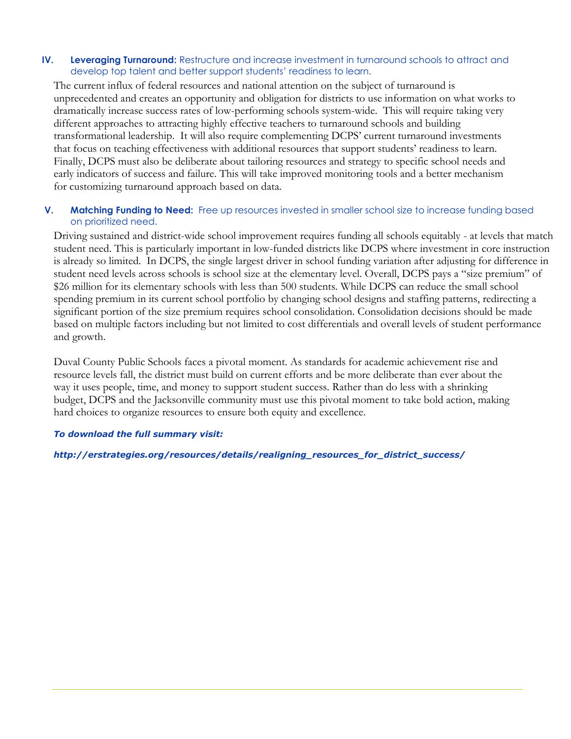**IV. Leveraging Turnaround:** Restructure and increase investment in turnaround schools to attract and develop top talent and better support students' readiness to learn.

The current influx of federal resources and national attention on the subject of turnaround is unprecedented and creates an opportunity and obligation for districts to use information on what works to dramatically increase success rates of low-performing schools system-wide. This will require taking very different approaches to attracting highly effective teachers to turnaround schools and building transformational leadership. It will also require complementing DCPS' current turnaround investments that focus on teaching effectiveness with additional resources that support students' readiness to learn. Finally, DCPS must also be deliberate about tailoring resources and strategy to specific school needs and early indicators of success and failure. This will take improved monitoring tools and a better mechanism for customizing turnaround approach based on data.

**V. Matching Funding to Need:** Free up resources invested in smaller school size to increase funding based on prioritized need.

Driving sustained and district-wide school improvement requires funding all schools equitably - at levels that match student need. This is particularly important in low-funded districts like DCPS where investment in core instruction is already so limited. In DCPS, the single largest driver in school funding variation after adjusting for difference in student need levels across schools is school size at the elementary level. Overall, DCPS pays a "size premium" of $26 million for its elementary schools with less than 500 students. While DCPS can reduce the small school spending premium in its current school portfolio by changing school designs and staffing patterns, redirecting a significant portion of the size premium requires school consolidation. Consolidation decisions should be made based on multiple factors including but not limited to cost differentials and overall levels of student performance and growth.

Duval County Public Schools faces a pivotal moment. As standards for academic achievement rise and resource levels fall, the district must build on current efforts and be more deliberate than ever about the way it uses people, time, and money to support student success. Rather than do less with a shrinking budget, DCPS and the Jacksonville community must use this pivotal moment to take bold action, making hard choices to organize resources to ensure both equity and excellence.

***To download the full summary visit:***

***http://erstrategies.org/resources/details/realigning_resources_for_district_success/***